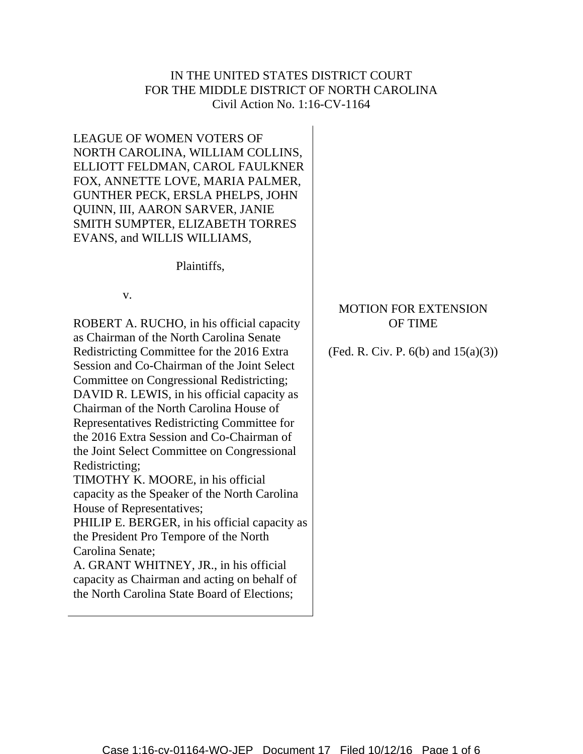IN THE UNITED STATES DISTRICT COURT
FOR THE MIDDLE DISTRICT OF NORTH CAROLINA
Civil Action No. 1:16-CV-1164

LEAGUE OF WOMEN VOTERS OF NORTH CAROLINA, WILLIAM COLLINS, ELLIOTT FELDMAN, CAROL FAULKNER FOX, ANNETTE LOVE, MARIA PALMER, GUNTHER PECK, ERSLA PHELPS, JOHN QUINN, III, AARON SARVER, JANIE SMITH SUMPTER, ELIZABETH TORRES EVANS, and WILLIS WILLIAMS,

Plaintiffs,

v.

ROBERT A. RUCHO, in his official capacity as Chairman of the North Carolina Senate Redistricting Committee for the 2016 Extra Session and Co-Chairman of the Joint Select Committee on Congressional Redistricting;
DAVID R. LEWIS, in his official capacity as Chairman of the North Carolina House of Representatives Redistricting Committee for the 2016 Extra Session and Co-Chairman of the Joint Select Committee on Congressional Redistricting;
TIMOTHY K. MOORE, in his official capacity as the Speaker of the North Carolina House of Representatives;
PHILIP E. BERGER, in his official capacity as the President Pro Tempore of the North Carolina Senate;
A. GRANT WHITNEY, JR., in his official capacity as Chairman and acting on behalf of the North Carolina State Board of Elections;

**MOTION FOR EXTENSION OF TIME**

(Fed. R. Civ. P. 6(b) and 15(a)(3))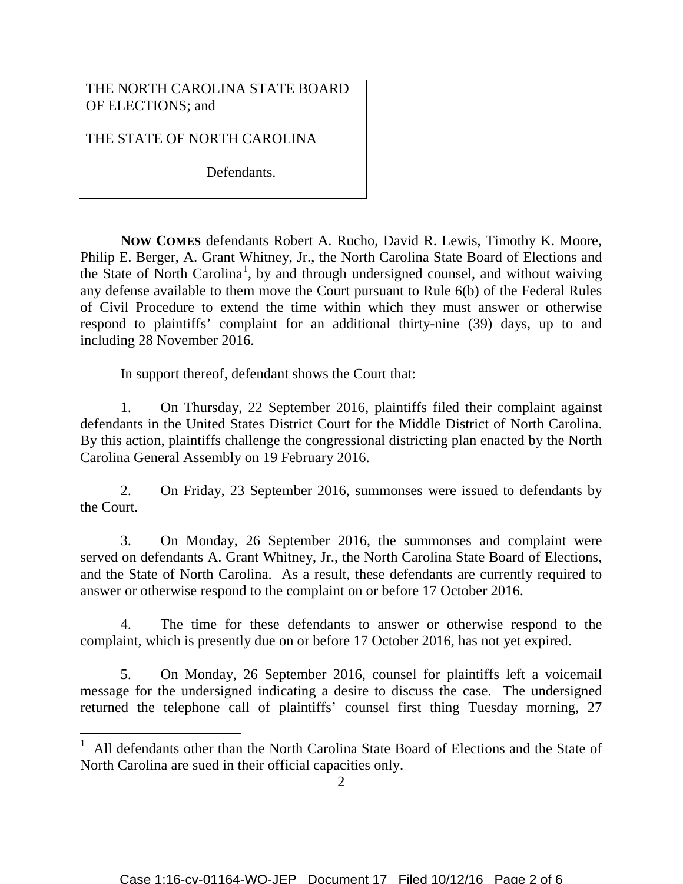THE NORTH CAROLINA STATE BOARD OF ELECTIONS; and

THE STATE OF NORTH CAROLINA

Defendants.

**NOW COMES** defendants Robert A. Rucho, David R. Lewis, Timothy K. Moore, Philip E. Berger, A. Grant Whitney, Jr., the North Carolina State Board of Elections and the State of North Carolina[1], by and through undersigned counsel, and without waiving any defense available to them move the Court pursuant to Rule 6(b) of the Federal Rules of Civil Procedure to extend the time within which they must answer or otherwise respond to plaintiffs' complaint for an additional thirty-nine (39) days, up to and including 28 November 2016.

In support thereof, defendant shows the Court that:

1. On Thursday, 22 September 2016, plaintiffs filed their complaint against defendants in the United States District Court for the Middle District of North Carolina. By this action, plaintiffs challenge the congressional districting plan enacted by the North Carolina General Assembly on 19 February 2016.

2. On Friday, 23 September 2016, summonses were issued to defendants by the Court.

3. On Monday, 26 September 2016, the summonses and complaint were served on defendants A. Grant Whitney, Jr., the North Carolina State Board of Elections, and the State of North Carolina. As a result, these defendants are currently required to answer or otherwise respond to the complaint on or before 17 October 2016.

4. The time for these defendants to answer or otherwise respond to the complaint, which is presently due on or before 17 October 2016, has not yet expired.

5. On Monday, 26 September 2016, counsel for plaintiffs left a voicemail message for the undersigned indicating a desire to discuss the case. The undersigned returned the telephone call of plaintiffs' counsel first thing Tuesday morning, 27

---

[1] All defendants other than the North Carolina State Board of Elections and the State of North Carolina are sued in their official capacities only.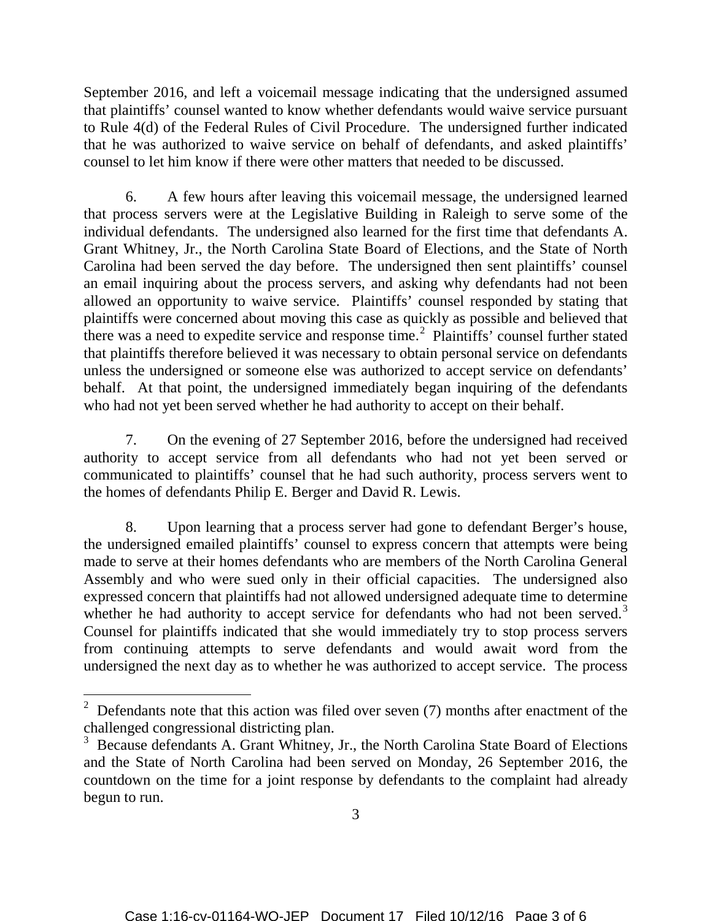September 2016, and left a voicemail message indicating that the undersigned assumed that plaintiffs' counsel wanted to know whether defendants would waive service pursuant to Rule 4(d) of the Federal Rules of Civil Procedure. The undersigned further indicated that he was authorized to waive service on behalf of defendants, and asked plaintiffs' counsel to let him know if there were other matters that needed to be discussed.

6. A few hours after leaving this voicemail message, the undersigned learned that process servers were at the Legislative Building in Raleigh to serve some of the individual defendants. The undersigned also learned for the first time that defendants A. Grant Whitney, Jr., the North Carolina State Board of Elections, and the State of North Carolina had been served the day before. The undersigned then sent plaintiffs' counsel an email inquiring about the process servers, and asking why defendants had not been allowed an opportunity to waive service. Plaintiffs' counsel responded by stating that plaintiffs were concerned about moving this case as quickly as possible and believed that there was a need to expedite service and response time.[2] Plaintiffs' counsel further stated that plaintiffs therefore believed it was necessary to obtain personal service on defendants unless the undersigned or someone else was authorized to accept service on defendants' behalf. At that point, the undersigned immediately began inquiring of the defendants who had not yet been served whether he had authority to accept on their behalf.

7. On the evening of 27 September 2016, before the undersigned had received authority to accept service from all defendants who had not yet been served or communicated to plaintiffs' counsel that he had such authority, process servers went to the homes of defendants Philip E. Berger and David R. Lewis.

8. Upon learning that a process server had gone to defendant Berger's house, the undersigned emailed plaintiffs' counsel to express concern that attempts were being made to serve at their homes defendants who are members of the North Carolina General Assembly and who were sued only in their official capacities. The undersigned also expressed concern that plaintiffs had not allowed undersigned adequate time to determine whether he had authority to accept service for defendants who had not been served.[3] Counsel for plaintiffs indicated that she would immediately try to stop process servers from continuing attempts to serve defendants and would await word from the undersigned the next day as to whether he was authorized to accept service. The process

---

[2] Defendants note that this action was filed over seven (7) months after enactment of the challenged congressional districting plan.

[3] Because defendants A. Grant Whitney, Jr., the North Carolina State Board of Elections and the State of North Carolina had been served on Monday, 26 September 2016, the countdown on the time for a joint response by defendants to the complaint had already begun to run.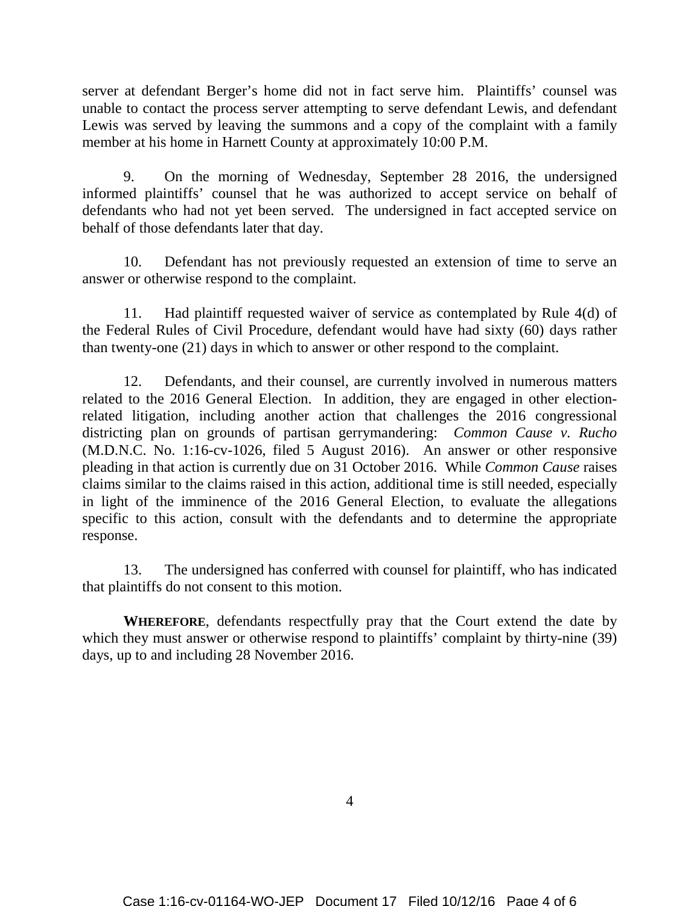server at defendant Berger's home did not in fact serve him. Plaintiffs' counsel was unable to contact the process server attempting to serve defendant Lewis, and defendant Lewis was served by leaving the summons and a copy of the complaint with a family member at his home in Harnett County at approximately 10:00 P.M.

9. On the morning of Wednesday, September 28 2016, the undersigned informed plaintiffs' counsel that he was authorized to accept service on behalf of defendants who had not yet been served. The undersigned in fact accepted service on behalf of those defendants later that day.

10. Defendant has not previously requested an extension of time to serve an answer or otherwise respond to the complaint.

11. Had plaintiff requested waiver of service as contemplated by Rule 4(d) of the Federal Rules of Civil Procedure, defendant would have had sixty (60) days rather than twenty-one (21) days in which to answer or other respond to the complaint.

12. Defendants, and their counsel, are currently involved in numerous matters related to the 2016 General Election. In addition, they are engaged in other election-related litigation, including another action that challenges the 2016 congressional districting plan on grounds of partisan gerrymandering: *Common Cause v. Rucho* (M.D.N.C. No. 1:16-cv-1026, filed 5 August 2016). An answer or other responsive pleading in that action is currently due on 31 October 2016. While *Common Cause* raises claims similar to the claims raised in this action, additional time is still needed, especially in light of the imminence of the 2016 General Election, to evaluate the allegations specific to this action, consult with the defendants and to determine the appropriate response.

13. The undersigned has conferred with counsel for plaintiff, who has indicated that plaintiffs do not consent to this motion.

**WHEREFORE**, defendants respectfully pray that the Court extend the date by which they must answer or otherwise respond to plaintiffs' complaint by thirty-nine (39) days, up to and including 28 November 2016.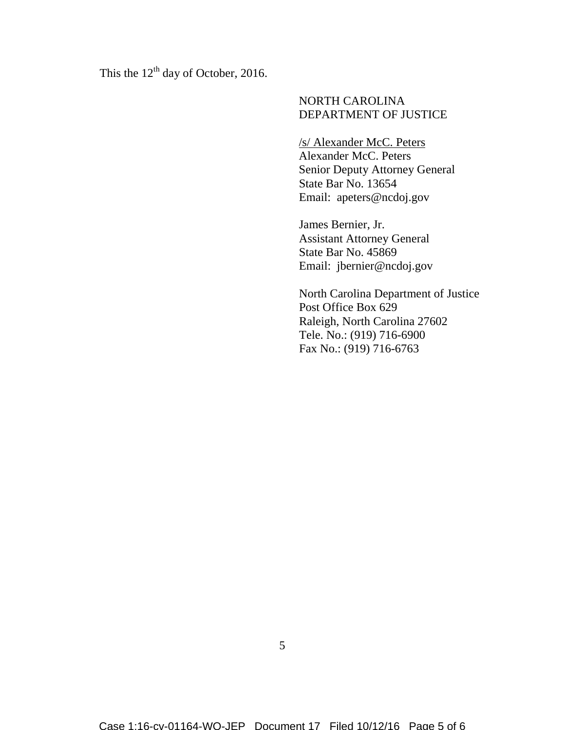This the 12th day of October, 2016.

NORTH CAROLINA  
DEPARTMENT OF JUSTICE

/s/ Alexander McC. Peters  
Alexander McC. Peters  
Senior Deputy Attorney General  
State Bar No. 13654  
Email: apeters@ncdoj.gov

James Bernier, Jr.  
Assistant Attorney General  
State Bar No. 45869  
Email: jbernier@ncdoj.gov

North Carolina Department of Justice  
Post Office Box 629  
Raleigh, North Carolina 27602  
Tele. No.: (919) 716-6900  
Fax No.: (919) 716-6763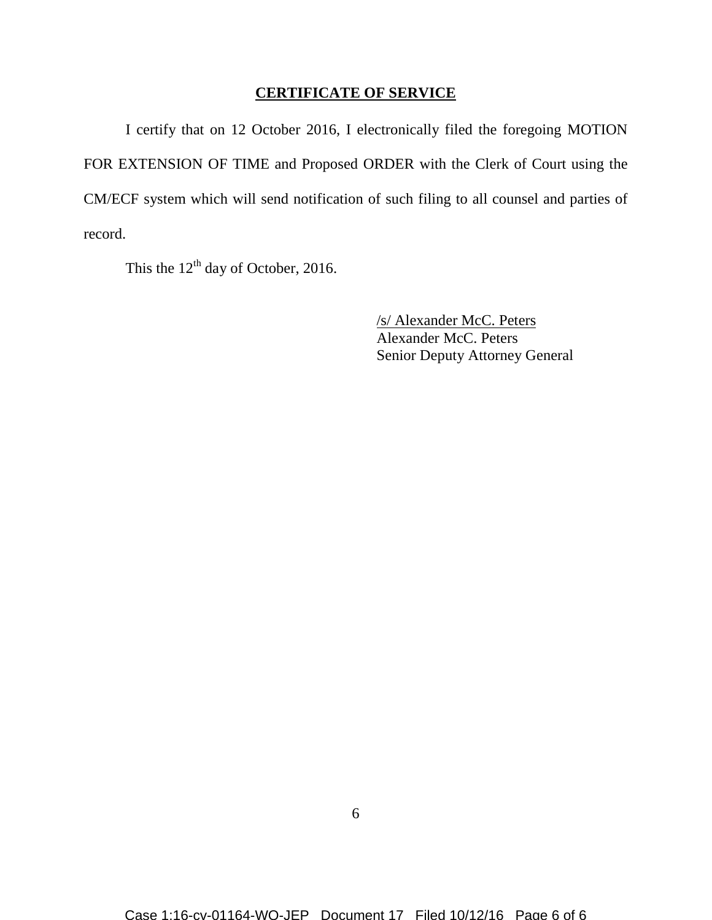## CERTIFICATE OF SERVICE

I certify that on 12 October 2016, I electronically filed the foregoing MOTION FOR EXTENSION OF TIME and Proposed ORDER with the Clerk of Court using the CM/ECF system which will send notification of such filing to all counsel and parties of record.

This the 12th day of October, 2016.

/s/ Alexander McC. Peters
Alexander McC. Peters
Senior Deputy Attorney General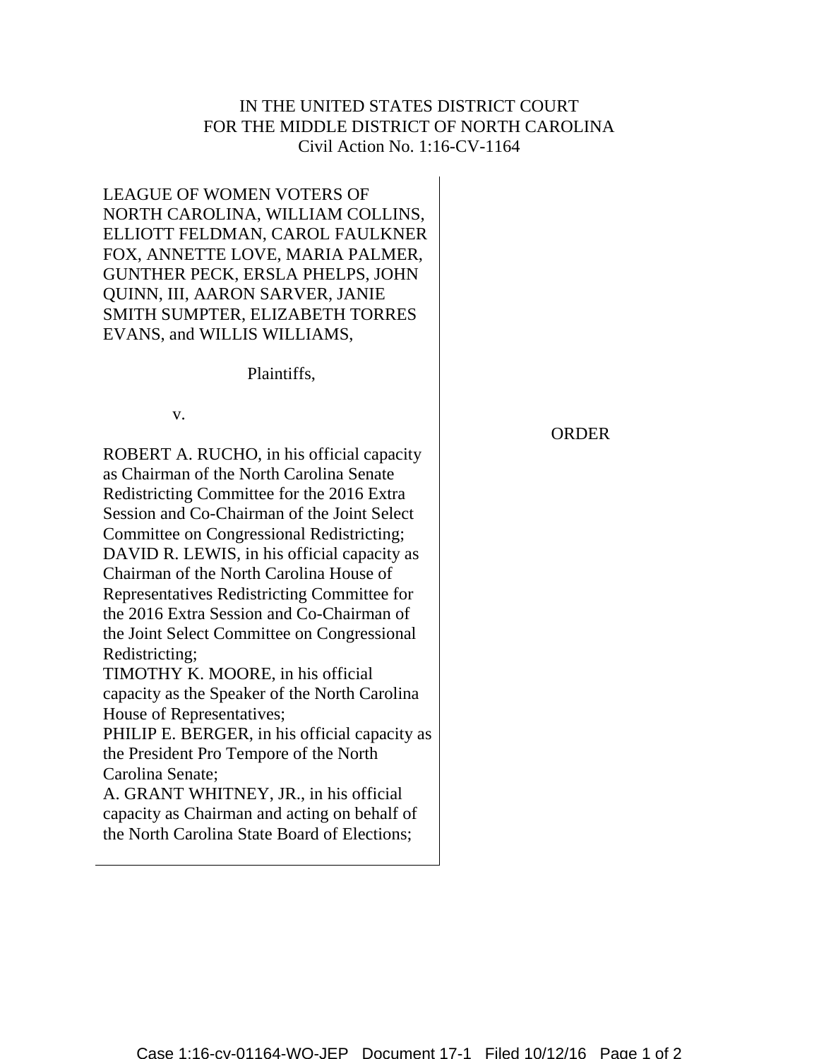IN THE UNITED STATES DISTRICT COURT
FOR THE MIDDLE DISTRICT OF NORTH CAROLINA
Civil Action No. 1:16-CV-1164

LEAGUE OF WOMEN VOTERS OF NORTH CAROLINA, WILLIAM COLLINS, ELLIOTT FELDMAN, CAROL FAULKNER FOX, ANNETTE LOVE, MARIA PALMER, GUNTHER PECK, ERSLA PHELPS, JOHN QUINN, III, AARON SARVER, JANIE SMITH SUMPTER, ELIZABETH TORRES EVANS, and WILLIS WILLIAMS,

Plaintiffs,

v.

ROBERT A. RUCHO, in his official capacity as Chairman of the North Carolina Senate Redistricting Committee for the 2016 Extra Session and Co-Chairman of the Joint Select Committee on Congressional Redistricting;
DAVID R. LEWIS, in his official capacity as Chairman of the North Carolina House of Representatives Redistricting Committee for the 2016 Extra Session and Co-Chairman of the Joint Select Committee on Congressional Redistricting;
TIMOTHY K. MOORE, in his official capacity as the Speaker of the North Carolina House of Representatives;
PHILIP E. BERGER, in his official capacity as the President Pro Tempore of the North Carolina Senate;
A. GRANT WHITNEY, JR., in his official capacity as Chairman and acting on behalf of the North Carolina State Board of Elections;

ORDER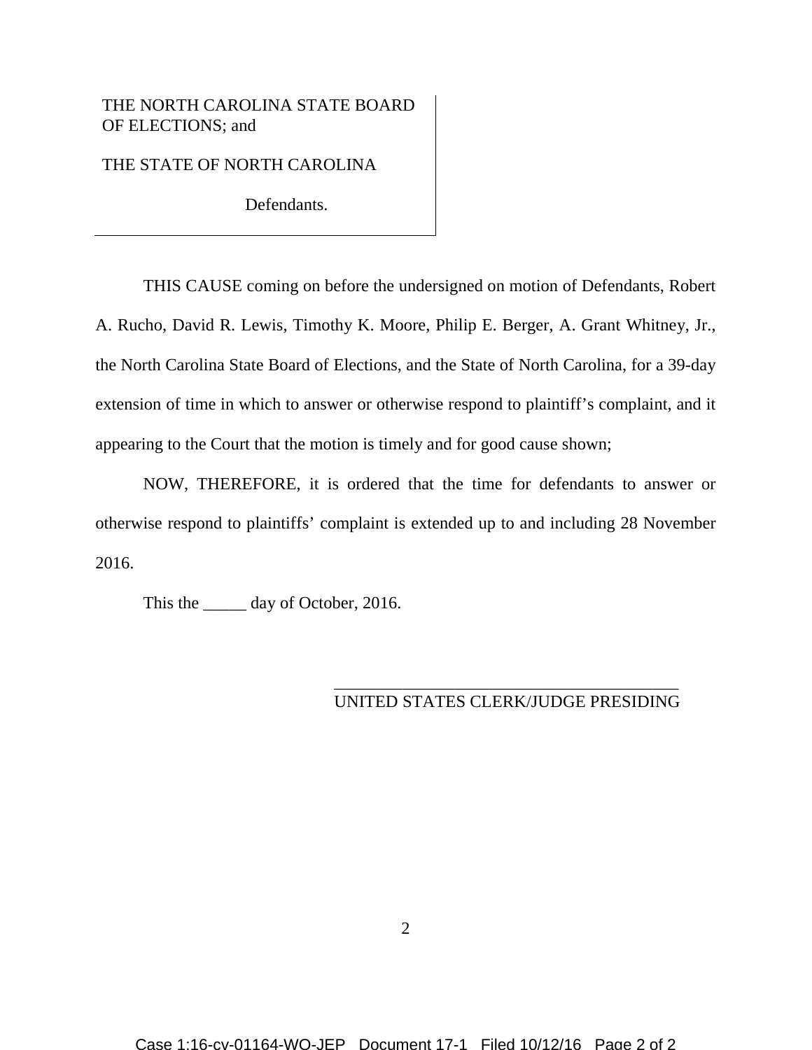THE NORTH CAROLINA STATE BOARD OF ELECTIONS; and

THE STATE OF NORTH CAROLINA

Defendants.

THIS CAUSE coming on before the undersigned on motion of Defendants, Robert A. Rucho, David R. Lewis, Timothy K. Moore, Philip E. Berger, A. Grant Whitney, Jr., the North Carolina State Board of Elections, and the State of North Carolina, for a 39-day extension of time in which to answer or otherwise respond to plaintiff's complaint, and it appearing to the Court that the motion is timely and for good cause shown;

NOW, THEREFORE, it is ordered that the time for defendants to answer or otherwise respond to plaintiffs' complaint is extended up to and including 28 November 2016.

This the _____ day of October, 2016.

\_\_\_\_\_\_\_\_\_\_\_\_\_\_\_\_\_\_\_\_\_\_\_\_\_\_\_\_\_\_\_\_\_\_\_\_\_\_\_\_\_\_

UNITED STATES CLERK/JUDGE PRESIDING